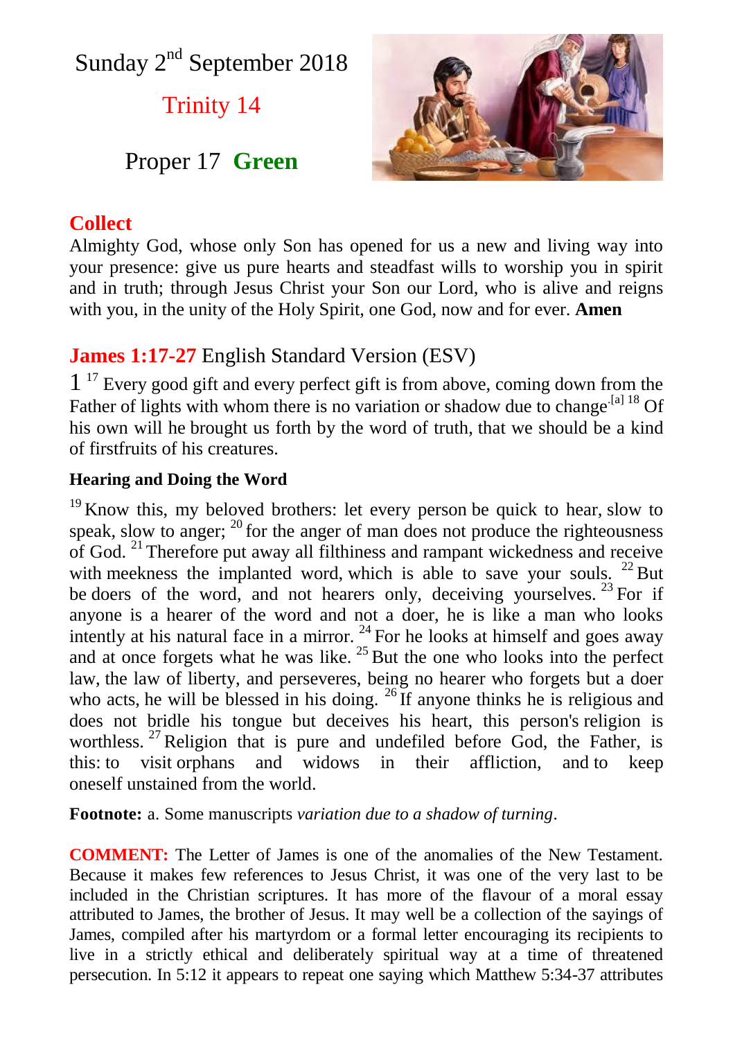Sunday 2nd September 2018

Trinity 14

Proper 17 **Green**

## Collect

Almighty God, whose only Son has opened for us a new and living way into your presence: give us pure hearts and steadfast wills to worship you in spirit and in truth; through Jesus Christ your Son our Lord, who is alive and reigns with you, in the unity of the Holy Spirit, one God, now and for ever. **Amen**

## James 1:17-27 English Standard Version (ESV)

1 [17] Every good gift and every perfect gift is from above, coming down from the Father of lights with whom there is no variation or shadow due to change.[a] [18] Of his own will he brought us forth by the word of truth, that we should be a kind of firstfruits of his creatures.

**Hearing and Doing the Word**

[19] Know this, my beloved brothers: let every person be quick to hear, slow to speak, slow to anger; [20] for the anger of man does not produce the righteousness of God. [21] Therefore put away all filthiness and rampant wickedness and receive with meekness the implanted word, which is able to save your souls. [22] But be doers of the word, and not hearers only, deceiving yourselves. [23] For if anyone is a hearer of the word and not a doer, he is like a man who looks intently at his natural face in a mirror. [24] For he looks at himself and goes away and at once forgets what he was like. [25] But the one who looks into the perfect law, the law of liberty, and perseveres, being no hearer who forgets but a doer who acts, he will be blessed in his doing. [26] If anyone thinks he is religious and does not bridle his tongue but deceives his heart, this person's religion is worthless. [27] Religion that is pure and undefiled before God, the Father, is this: to visit orphans and widows in their affliction, and to keep oneself unstained from the world.

**Footnote:** a. Some manuscripts *variation due to a shadow of turning*.

**COMMENT:** The Letter of James is one of the anomalies of the New Testament. Because it makes few references to Jesus Christ, it was one of the very last to be included in the Christian scriptures. It has more of the flavour of a moral essay attributed to James, the brother of Jesus. It may well be a collection of the sayings of James, compiled after his martyrdom or a formal letter encouraging its recipients to live in a strictly ethical and deliberately spiritual way at a time of threatened persecution. In 5:12 it appears to repeat one saying which Matthew 5:34-37 attributes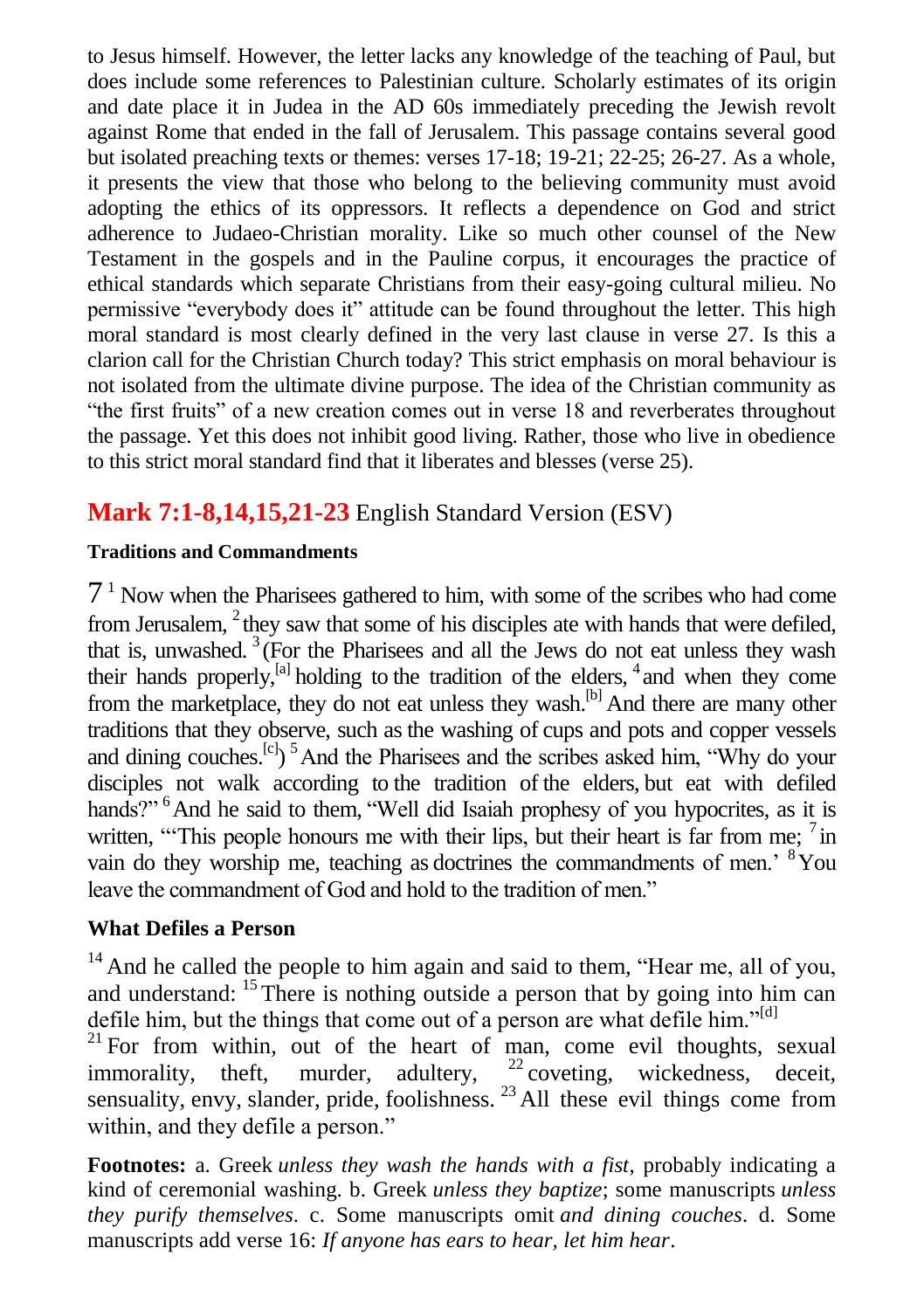to Jesus himself. However, the letter lacks any knowledge of the teaching of Paul, but does include some references to Palestinian culture. Scholarly estimates of its origin and date place it in Judea in the AD 60s immediately preceding the Jewish revolt against Rome that ended in the fall of Jerusalem. This passage contains several good but isolated preaching texts or themes: verses 17-18; 19-21; 22-25; 26-27. As a whole, it presents the view that those who belong to the believing community must avoid adopting the ethics of its oppressors. It reflects a dependence on God and strict adherence to Judaeo-Christian morality. Like so much other counsel of the New Testament in the gospels and in the Pauline corpus, it encourages the practice of ethical standards which separate Christians from their easy-going cultural milieu. No permissive "everybody does it" attitude can be found throughout the letter. This high moral standard is most clearly defined in the very last clause in verse 27. Is this a clarion call for the Christian Church today? This strict emphasis on moral behaviour is not isolated from the ultimate divine purpose. The idea of the Christian community as "the first fruits" of a new creation comes out in verse 18 and reverberates throughout the passage. Yet this does not inhibit good living. Rather, those who live in obedience to this strict moral standard find that it liberates and blesses (verse 25).

## Mark 7:1-8,14,15,21-23 English Standard Version (ESV)

**Traditions and Commandments**

7 [1] Now when the Pharisees gathered to him, with some of the scribes who had come from Jerusalem, [2] they saw that some of his disciples ate with hands that were defiled, that is, unwashed. [3] (For the Pharisees and all the Jews do not eat unless they wash their hands properly,[a] holding to the tradition of the elders, [4] and when they come from the marketplace, they do not eat unless they wash.[b] And there are many other traditions that they observe, such as the washing of cups and pots and copper vessels and dining couches.[c]) [5] And the Pharisees and the scribes asked him, "Why do your disciples not walk according to the tradition of the elders, but eat with defiled hands?" [6] And he said to them, "Well did Isaiah prophesy of you hypocrites, as it is written, "'This people honours me with their lips, but their heart is far from me; [7] in vain do they worship me, teaching as doctrines the commandments of men.' [8] You leave the commandment of God and hold to the tradition of men."

**What Defiles a Person**

[14] And he called the people to him again and said to them, "Hear me, all of you, and understand: [15] There is nothing outside a person that by going into him can defile him, but the things that come out of a person are what defile him."[d]

[21] For from within, out of the heart of man, come evil thoughts, sexual immorality, theft, murder, adultery, [22] coveting, wickedness, deceit, sensuality, envy, slander, pride, foolishness. [23] All these evil things come from within, and they defile a person."

**Footnotes:** a. Greek *unless they wash the hands with a fist*, probably indicating a kind of ceremonial washing. b. Greek *unless they baptize*; some manuscripts *unless they purify themselves*. c. Some manuscripts omit *and dining couches*. d. Some manuscripts add verse 16: *If anyone has ears to hear, let him hear*.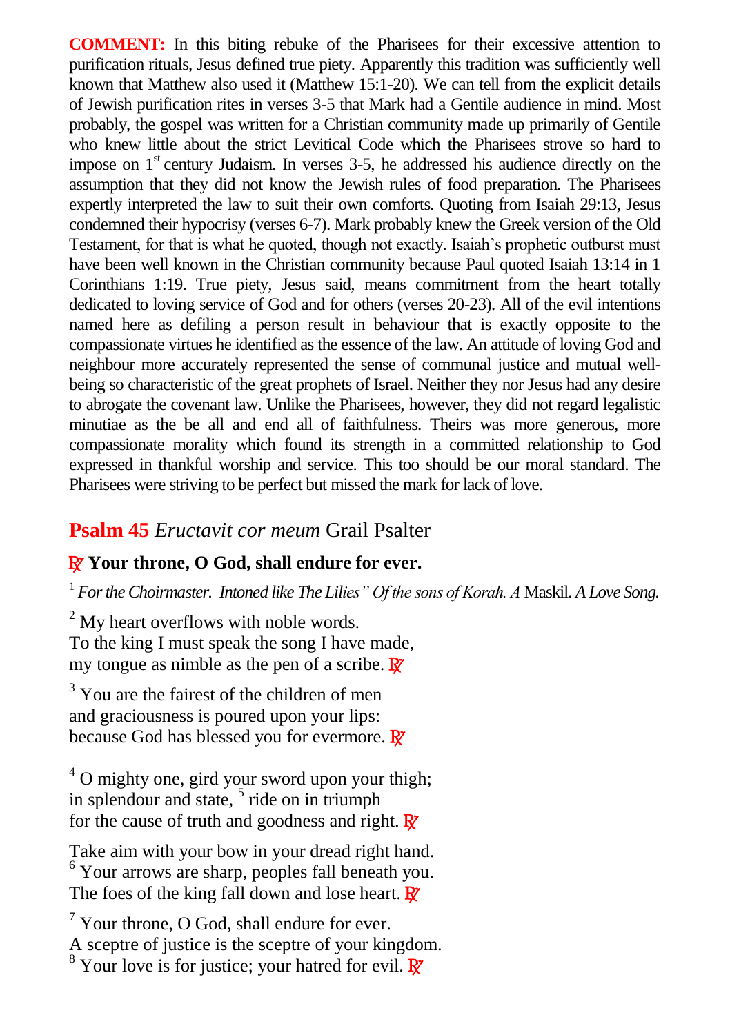**COMMENT:** In this biting rebuke of the Pharisees for their excessive attention to purification rituals, Jesus defined true piety. Apparently this tradition was sufficiently well known that Matthew also used it (Matthew 15:1-20). We can tell from the explicit details of Jewish purification rites in verses 3-5 that Mark had a Gentile audience in mind. Most probably, the gospel was written for a Christian community made up primarily of Gentile who knew little about the strict Levitical Code which the Pharisees strove so hard to impose on 1st century Judaism. In verses 3-5, he addressed his audience directly on the assumption that they did not know the Jewish rules of food preparation. The Pharisees expertly interpreted the law to suit their own comforts. Quoting from Isaiah 29:13, Jesus condemned their hypocrisy (verses 6-7). Mark probably knew the Greek version of the Old Testament, for that is what he quoted, though not exactly. Isaiah's prophetic outburst must have been well known in the Christian community because Paul quoted Isaiah 13:14 in 1 Corinthians 1:19. True piety, Jesus said, means commitment from the heart totally dedicated to loving service of God and for others (verses 20-23). All of the evil intentions named here as defiling a person result in behaviour that is exactly opposite to the compassionate virtues he identified as the essence of the law. An attitude of loving God and neighbour more accurately represented the sense of communal justice and mutual well-being so characteristic of the great prophets of Israel. Neither they nor Jesus had any desire to abrogate the covenant law. Unlike the Pharisees, however, they did not regard legalistic minutiae as the be all and end all of faithfulness. Theirs was more generous, more compassionate morality which found its strength in a committed relationship to God expressed in thankful worship and service. This too should be our moral standard. The Pharisees were striving to be perfect but missed the mark for lack of love.

## Psalm 45 *Eructavit cor meum* Grail Psalter

**℟ Your throne, O God, shall endure for ever.**

[1] *For the Choirmaster. Intoned like The Lilies" Of the sons of Korah. A* Maskil. *A Love Song.*

[2] My heart overflows with noble words.
To the king I must speak the song I have made,
my tongue as nimble as the pen of a scribe. ℟

[3] You are the fairest of the children of men
and graciousness is poured upon your lips:
because God has blessed you for evermore. ℟

[4] O mighty one, gird your sword upon your thigh;
in splendour and state, [5] ride on in triumph
for the cause of truth and goodness and right. ℟

Take aim with your bow in your dread right hand.
[6] Your arrows are sharp, peoples fall beneath you.
The foes of the king fall down and lose heart. ℟

[7] Your throne, O God, shall endure for ever.
A sceptre of justice is the sceptre of your kingdom.
[8] Your love is for justice; your hatred for evil. ℟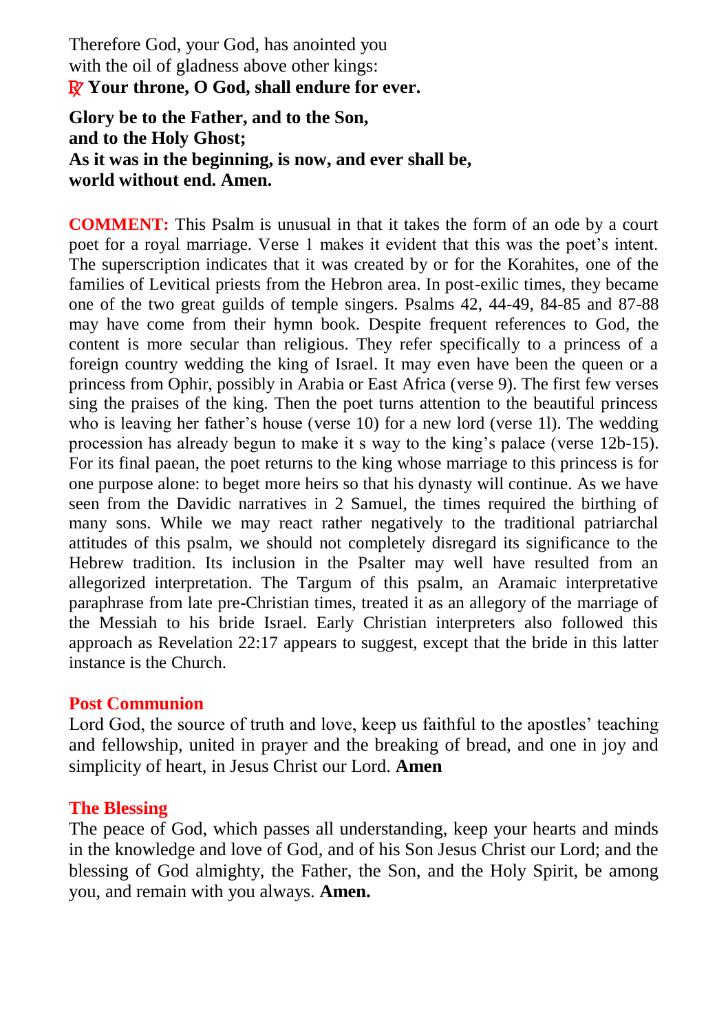Therefore God, your God, has anointed you
with the oil of gladness above other kings:
℟ **Your throne, O God, shall endure for ever.**

**Glory be to the Father, and to the Son,**
**and to the Holy Ghost;**
**As it was in the beginning, is now, and ever shall be,**
**world without end. Amen.**

**COMMENT:** This Psalm is unusual in that it takes the form of an ode by a court poet for a royal marriage. Verse 1 makes it evident that this was the poet's intent. The superscription indicates that it was created by or for the Korahites, one of the families of Levitical priests from the Hebron area. In post-exilic times, they became one of the two great guilds of temple singers. Psalms 42, 44-49, 84-85 and 87-88 may have come from their hymn book. Despite frequent references to God, the content is more secular than religious. They refer specifically to a princess of a foreign country wedding the king of Israel. It may even have been the queen or a princess from Ophir, possibly in Arabia or East Africa (verse 9). The first few verses sing the praises of the king. Then the poet turns attention to the beautiful princess who is leaving her father's house (verse 10) for a new lord (verse 1l). The wedding procession has already begun to make it s way to the king's palace (verse 12b-15). For its final paean, the poet returns to the king whose marriage to this princess is for one purpose alone: to beget more heirs so that his dynasty will continue. As we have seen from the Davidic narratives in 2 Samuel, the times required the birthing of many sons. While we may react rather negatively to the traditional patriarchal attitudes of this psalm, we should not completely disregard its significance to the Hebrew tradition. Its inclusion in the Psalter may well have resulted from an allegorized interpretation. The Targum of this psalm, an Aramaic interpretative paraphrase from late pre-Christian times, treated it as an allegory of the marriage of the Messiah to his bride Israel. Early Christian interpreters also followed this approach as Revelation 22:17 appears to suggest, except that the bride in this latter instance is the Church.

## Post Communion

Lord God, the source of truth and love, keep us faithful to the apostles' teaching and fellowship, united in prayer and the breaking of bread, and one in joy and simplicity of heart, in Jesus Christ our Lord. **Amen**

## The Blessing

The peace of God, which passes all understanding, keep your hearts and minds in the knowledge and love of God, and of his Son Jesus Christ our Lord; and the blessing of God almighty, the Father, the Son, and the Holy Spirit, be among you, and remain with you always. **Amen.**